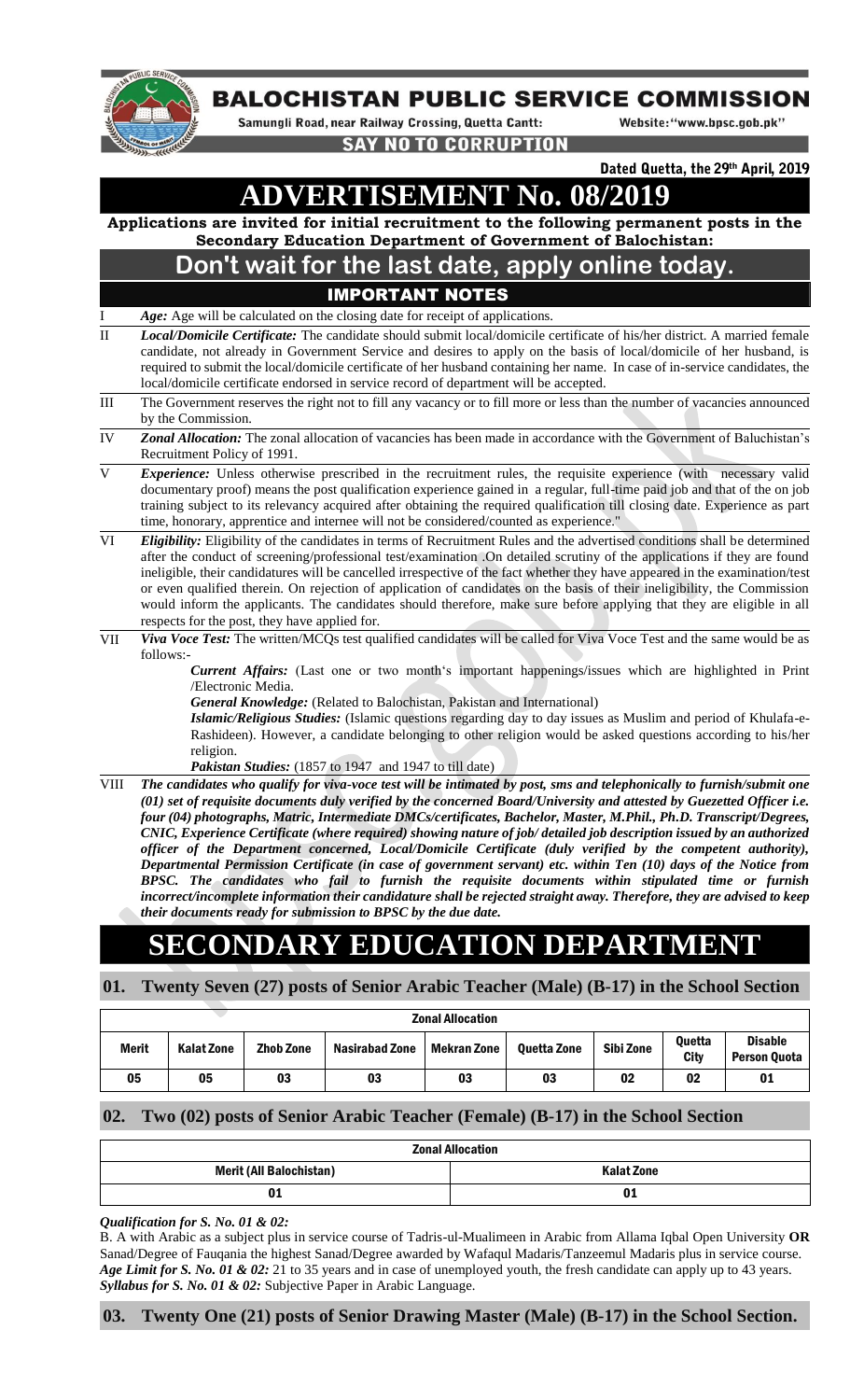# BALOCHISTAN PUBLIC SERVICE COMMISSION

Samungli Road, near Railway Crossing, Quetta Cantt: Website: "www.bpsc.gob.pk"

**SAY NO TO CORRUPTION**

**Dated Quetta, the 29th April, 2019**

# ADVERTISEMENT No. 08/2019

**Applications are invited for initial recruitment to the following permanent posts in the Secondary Education Department of Government of Balochistan:**

## Don't wait for the last date, apply online today.

## IMPORTANT NOTES

I *Age:* Age will be calculated on the closing date for receipt of applications.

II *Local/Domicile Certificate:* The candidate should submit local/domicile certificate of his/her district. A married female candidate, not already in Government Service and desires to apply on the basis of local/domicile of her husband, is required to submit the local/domicile certificate of her husband containing her name. In case of in-service candidates, the local/domicile certificate endorsed in service record of department will be accepted.

III The Government reserves the right not to fill any vacancy or to fill more or less than the number of vacancies announced by the Commission.

IV *Zonal Allocation:* The zonal allocation of vacancies has been made in accordance with the Government of Baluchistan's Recruitment Policy of 1991.

V *Experience:* Unless otherwise prescribed in the recruitment rules, the requisite experience (with necessary valid documentary proof) means the post qualification experience gained in a regular, full-time paid job and that of the on job training subject to its relevancy acquired after obtaining the required qualification till closing date. Experience as part time, honorary, apprentice and internee will not be considered/counted as experience."

VI *Eligibility:* Eligibility of the candidates in terms of Recruitment Rules and the advertised conditions shall be determined after the conduct of screening/professional test/examination .On detailed scrutiny of the applications if they are found ineligible, their candidatures will be cancelled irrespective of the fact whether they have appeared in the examination/test or even qualified therein. On rejection of application of candidates on the basis of their ineligibility, the Commission would inform the applicants. The candidates should therefore, make sure before applying that they are eligible in all respects for the post, they have applied for.

VII *Viva Voce Test:* The written/MCQs test qualified candidates will be called for Viva Voce Test and the same would be as follows:-

> ***Current Affairs:*** (Last one or two month's important happenings/issues which are highlighted in Print /Electronic Media.
>
> ***General Knowledge:*** (Related to Balochistan, Pakistan and International)
>
> ***Islamic/Religious Studies:*** (Islamic questions regarding day to day issues as Muslim and period of Khulafa-e-Rashideen). However, a candidate belonging to other religion would be asked questions according to his/her religion.
>
> ***Pakistan Studies:*** (1857 to 1947 and 1947 to till date)

VIII ***The candidates who qualify for viva-voce test will be intimated by post, sms and telephonically to furnish/submit one (01) set of requisite documents duly verified by the concerned Board/University and attested by Guezetted Officer i.e. four (04) photographs, Matric, Intermediate DMCs/certificates, Bachelor, Master, M.Phil., Ph.D. Transcript/Degrees, CNIC, Experience Certificate (where required) showing nature of job/ detailed job description issued by an authorized officer of the Department concerned, Local/Domicile Certificate (duly verified by the competent authority), Departmental Permission Certificate (in case of government servant) etc. within Ten (10) days of the Notice from BPSC. The candidates who fail to furnish the requisite documents within stipulated time or furnish incorrect/incomplete information their candidature shall be rejected straight away. Therefore, they are advised to keep their documents ready for submission to BPSC by the due date.***

# SECONDARY EDUCATION DEPARTMENT

## 01. Twenty Seven (27) posts of Senior Arabic Teacher (Male) (B-17) in the School Section

| Zonal Allocation | | | | | | | | |
|---|---|---|---|---|---|---|---|---|
| Merit | Kalat Zone | Zhob Zone | Nasirabad Zone | Mekran Zone | Quetta Zone | Sibi Zone | Quetta City | Disable Person Quota |
| 05 | 05 | 03 | 03 | 03 | 03 | 02 | 02 | 01 |

## 02. Two (02) posts of Senior Arabic Teacher (Female) (B-17) in the School Section

| Zonal Allocation | |
|---|---|
| Merit (All Balochistan) | Kalat Zone |
| 01 | 01 |

***Qualification for S. No. 01 & 02:***

B. A with Arabic as a subject plus in service course of Tadris-ul-Mualimeen in Arabic from Allama Iqbal Open University **OR** Sanad/Degree of Fauqania the highest Sanad/Degree awarded by Wafaqul Madaris/Tanzeemul Madaris plus in service course.

***Age Limit for S. No. 01 & 02:*** 21 to 35 years and in case of unemployed youth, the fresh candidate can apply up to 43 years.

***Syllabus for S. No. 01 & 02:*** Subjective Paper in Arabic Language.

## 03. Twenty One (21) posts of Senior Drawing Master (Male) (B-17) in the School Section.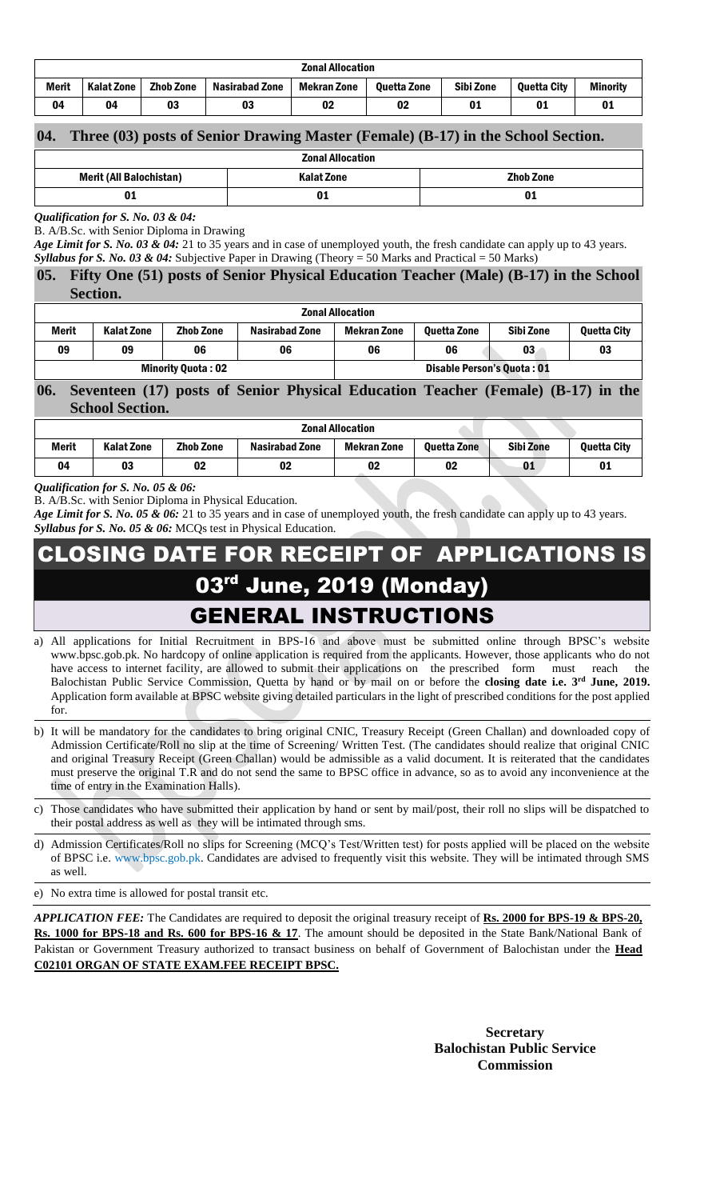| Zonal Allocation | | | | | | | | |
|---|---|---|---|---|---|---|---|---|
| Merit | Kalat Zone | Zhob Zone | Nasirabad Zone | Mekran Zone | Quetta Zone | Sibi Zone | Quetta City | Minority |
| 04 | 04 | 03 | 03 | 02 | 02 | 01 | 01 | 01 |

## 04. Three (03) posts of Senior Drawing Master (Female) (B-17) in the School Section.

| Zonal Allocation | | |
|---|---|---|
| Merit (All Balochistan) | Kalat Zone | Zhob Zone |
| 01 | 01 | 01 |

***Qualification for S. No. 03 & 04:***

B. A/B.Sc. with Senior Diploma in Drawing

***Age Limit for S. No. 03 & 04:*** 21 to 35 years and in case of unemployed youth, the fresh candidate can apply up to 43 years.

***Syllabus for S. No. 03 & 04:*** Subjective Paper in Drawing (Theory = 50 Marks and Practical = 50 Marks)

## 05. Fifty One (51) posts of Senior Physical Education Teacher (Male) (B-17) in the School Section.

| Zonal Allocation | | | | | | | |
|---|---|---|---|---|---|---|---|
| Merit | Kalat Zone | Zhob Zone | Nasirabad Zone | Mekran Zone | Quetta Zone | Sibi Zone | Quetta City |
| 09 | 09 | 06 | 06 | 06 | 06 | 03 | 03 |
| Minority Quota : 02 | | | | Disable Person's Quota : 01 | | | |

## 06. Seventeen (17) posts of Senior Physical Education Teacher (Female) (B-17) in the School Section.

| Zonal Allocation | | | | | | | |
|---|---|---|---|---|---|---|---|
| Merit | Kalat Zone | Zhob Zone | Nasirabad Zone | Mekran Zone | Quetta Zone | Sibi Zone | Quetta City |
| 04 | 03 | 02 | 02 | 02 | 02 | 01 | 01 |

***Qualification for S. No. 05 & 06:***

B. A/B.Sc. with Senior Diploma in Physical Education.

***Age Limit for S. No. 05 & 06:*** 21 to 35 years and in case of unemployed youth, the fresh candidate can apply up to 43 years.

***Syllabus for S. No. 05 & 06:*** MCQs test in Physical Education.

# CLOSING DATE FOR RECEIPT OF APPLICATIONS IS 03rd June, 2019 (Monday)

# GENERAL INSTRUCTIONS

a) All applications for Initial Recruitment in BPS-16 and above must be submitted online through BPSC's website www.bpsc.gob.pk. No hardcopy of online application is required from the applicants. However, those applicants who do not have access to internet facility, are allowed to submit their applications on the prescribed form must reach the Balochistan Public Service Commission, Quetta by hand or by mail on or before the **closing date i.e. 3rd June, 2019.** Application form available at BPSC website giving detailed particulars in the light of prescribed conditions for the post applied for.

b) It will be mandatory for the candidates to bring original CNIC, Treasury Receipt (Green Challan) and downloaded copy of Admission Certificate/Roll no slip at the time of Screening/ Written Test. (The candidates should realize that original CNIC and original Treasury Receipt (Green Challan) would be admissible as a valid document. It is reiterated that the candidates must preserve the original T.R and do not send the same to BPSC office in advance, so as to avoid any inconvenience at the time of entry in the Examination Halls).

c) Those candidates who have submitted their application by hand or sent by mail/post, their roll no slips will be dispatched to their postal address as well as they will be intimated through sms.

d) Admission Certificates/Roll no slips for Screening (MCQ's Test/Written test) for posts applied will be placed on the website of BPSC i.e. www.bpsc.gob.pk. Candidates are advised to frequently visit this website. They will be intimated through SMS as well.

e) No extra time is allowed for postal transit etc.

***APPLICATION FEE:*** The Candidates are required to deposit the original treasury receipt of **Rs. 2000 for BPS-19 & BPS-20, Rs. 1000 for BPS-18 and Rs. 600 for BPS-16 & 17**. The amount should be deposited in the State Bank/National Bank of Pakistan or Government Treasury authorized to transact business on behalf of Government of Balochistan under the **Head C02101 ORGAN OF STATE EXAM.FEE RECEIPT BPSC.**

**Secretary**
**Balochistan Public Service Commission**